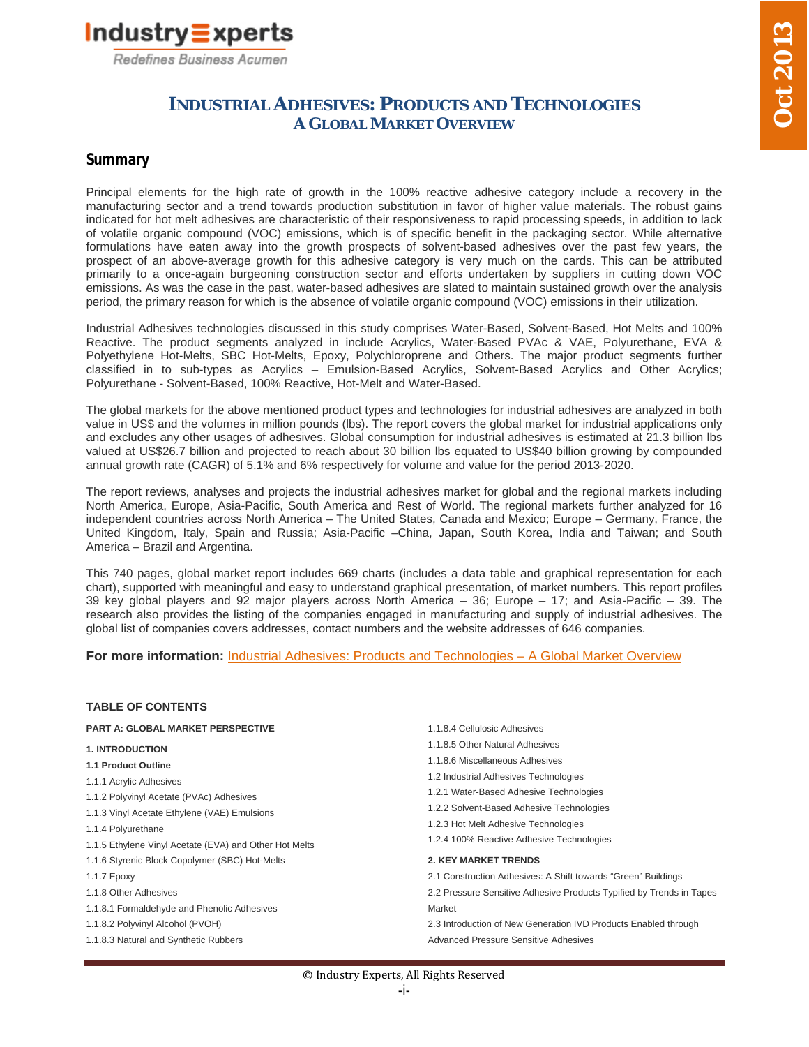# INDUSTRIAL ADHESIVES: PRODUCTS AND TECHNOLOGIES
## A GLOBAL MARKET OVERVIEW

## Summary

Principal elements for the high rate of growth in the 100% reactive adhesive category include a recovery in the manufacturing sector and a trend towards production substitution in favor of higher value materials. The robust gains indicated for hot melt adhesives are characteristic of their responsiveness to rapid processing speeds, in addition to lack of volatile organic compound (VOC) emissions, which is of specific benefit in the packaging sector. While alternative formulations have eaten away into the growth prospects of solvent-based adhesives over the past few years, the prospect of an above-average growth for this adhesive category is very much on the cards. This can be attributed primarily to a once-again burgeoning construction sector and efforts undertaken by suppliers in cutting down VOC emissions. As was the case in the past, water-based adhesives are slated to maintain sustained growth over the analysis period, the primary reason for which is the absence of volatile organic compound (VOC) emissions in their utilization.

Industrial Adhesives technologies discussed in this study comprises Water-Based, Solvent-Based, Hot Melts and 100% Reactive. The product segments analyzed in include Acrylics, Water-Based PVAc & VAE, Polyurethane, EVA & Polyethylene Hot-Melts, SBC Hot-Melts, Epoxy, Polychloroprene and Others. The major product segments further classified in to sub-types as Acrylics – Emulsion-Based Acrylics, Solvent-Based Acrylics and Other Acrylics; Polyurethane - Solvent-Based, 100% Reactive, Hot-Melt and Water-Based.

The global markets for the above mentioned product types and technologies for industrial adhesives are analyzed in both value in US$ and the volumes in million pounds (lbs). The report covers the global market for industrial applications only and excludes any other usages of adhesives. Global consumption for industrial adhesives is estimated at 21.3 billion lbs valued at US$26.7 billion and projected to reach about 30 billion lbs equated to US$40 billion growing by compounded annual growth rate (CAGR) of 5.1% and 6% respectively for volume and value for the period 2013-2020.

The report reviews, analyses and projects the industrial adhesives market for global and the regional markets including North America, Europe, Asia-Pacific, South America and Rest of World. The regional markets further analyzed for 16 independent countries across North America – The United States, Canada and Mexico; Europe – Germany, France, the United Kingdom, Italy, Spain and Russia; Asia-Pacific –China, Japan, South Korea, India and Taiwan; and South America – Brazil and Argentina.

This 740 pages, global market report includes 669 charts (includes a data table and graphical representation for each chart), supported with meaningful and easy to understand graphical presentation, of market numbers. This report profiles 39 key global players and 92 major players across North America – 36; Europe – 17; and Asia-Pacific – 39. The research also provides the listing of the companies engaged in manufacturing and supply of industrial adhesives. The global list of companies covers addresses, contact numbers and the website addresses of 646 companies.

**For more information:** Industrial Adhesives: Products and Technologies – A Global Market Overview

### TABLE OF CONTENTS

**PART A: GLOBAL MARKET PERSPECTIVE**

**1. INTRODUCTION**

**1.1 Product Outline**

1.1.1 Acrylic Adhesives

1.1.2 Polyvinyl Acetate (PVAc) Adhesives

1.1.3 Vinyl Acetate Ethylene (VAE) Emulsions

1.1.4 Polyurethane

1.1.5 Ethylene Vinyl Acetate (EVA) and Other Hot Melts

1.1.6 Styrenic Block Copolymer (SBC) Hot-Melts

1.1.7 Epoxy

1.1.8 Other Adhesives

1.1.8.1 Formaldehyde and Phenolic Adhesives

1.1.8.2 Polyvinyl Alcohol (PVOH)

1.1.8.3 Natural and Synthetic Rubbers

1.1.8.4 Cellulosic Adhesives

1.1.8.5 Other Natural Adhesives

1.1.8.6 Miscellaneous Adhesives

1.2 Industrial Adhesives Technologies

1.2.1 Water-Based Adhesive Technologies

1.2.2 Solvent-Based Adhesive Technologies

1.2.3 Hot Melt Adhesive Technologies

1.2.4 100% Reactive Adhesive Technologies

**2. KEY MARKET TRENDS**

2.1 Construction Adhesives: A Shift towards "Green" Buildings

2.2 Pressure Sensitive Adhesive Products Typified by Trends in Tapes Market

2.3 Introduction of New Generation IVD Products Enabled through Advanced Pressure Sensitive Adhesives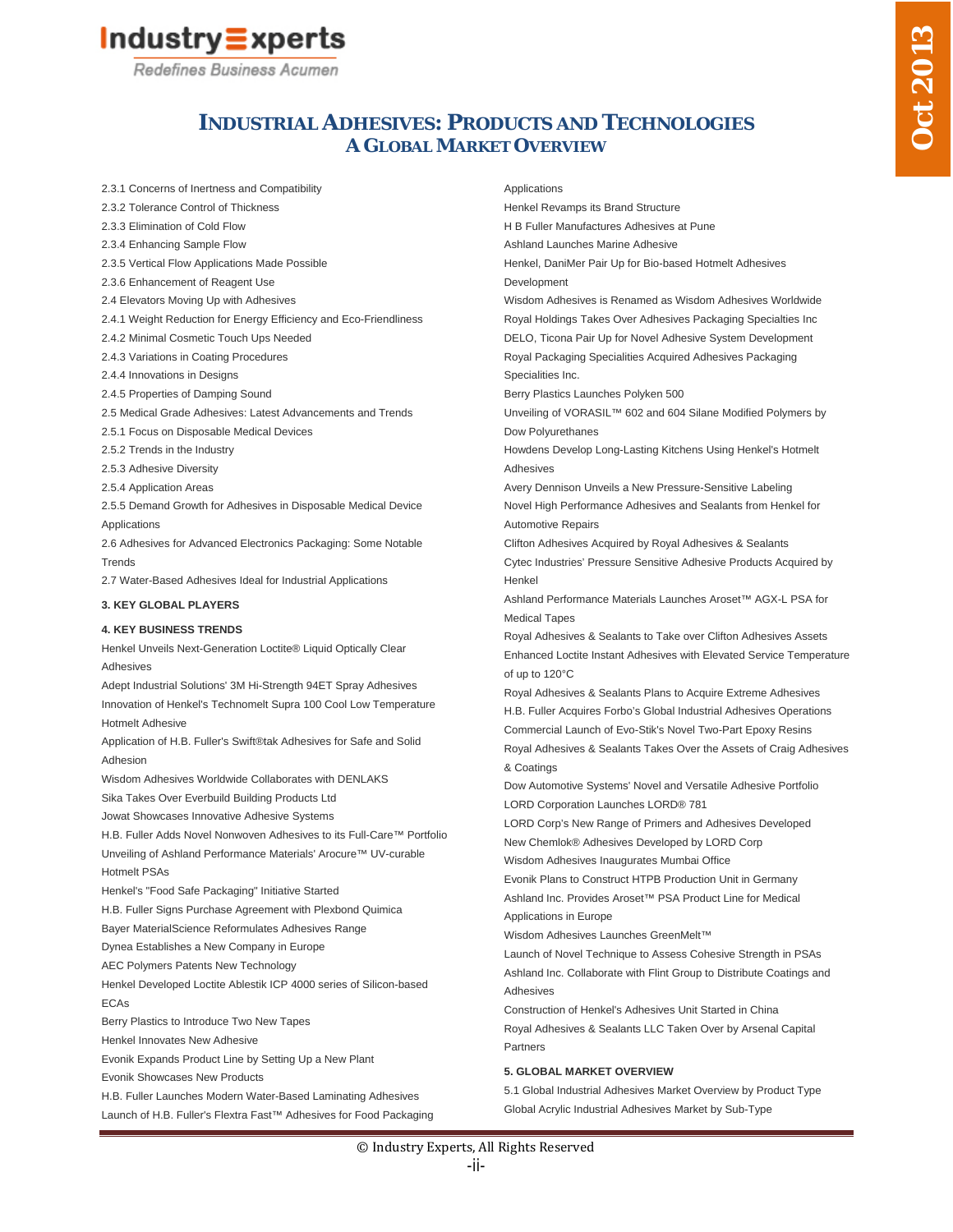# INDUSTRIAL ADHESIVES: PRODUCTS AND TECHNOLOGIES
## A GLOBAL MARKET OVERVIEW

2.3.1 Concerns of Inertness and Compatibility
2.3.2 Tolerance Control of Thickness
2.3.3 Elimination of Cold Flow
2.3.4 Enhancing Sample Flow
2.3.5 Vertical Flow Applications Made Possible
2.3.6 Enhancement of Reagent Use
2.4 Elevators Moving Up with Adhesives
2.4.1 Weight Reduction for Energy Efficiency and Eco-Friendliness
2.4.2 Minimal Cosmetic Touch Ups Needed
2.4.3 Variations in Coating Procedures
2.4.4 Innovations in Designs
2.4.5 Properties of Damping Sound
2.5 Medical Grade Adhesives: Latest Advancements and Trends
2.5.1 Focus on Disposable Medical Devices
2.5.2 Trends in the Industry
2.5.3 Adhesive Diversity
2.5.4 Application Areas
2.5.5 Demand Growth for Adhesives in Disposable Medical Device Applications
2.6 Adhesives for Advanced Electronics Packaging: Some Notable Trends
2.7 Water-Based Adhesives Ideal for Industrial Applications

**3. KEY GLOBAL PLAYERS**

**4. KEY BUSINESS TRENDS**

Henkel Unveils Next-Generation Loctite® Liquid Optically Clear Adhesives
Adept Industrial Solutions' 3M Hi-Strength 94ET Spray Adhesives
Innovation of Henkel's Technomelt Supra 100 Cool Low Temperature Hotmelt Adhesive
Application of H.B. Fuller's Swift®tak Adhesives for Safe and Solid Adhesion
Wisdom Adhesives Worldwide Collaborates with DENLAKS
Sika Takes Over Everbuild Building Products Ltd
Jowat Showcases Innovative Adhesive Systems
H.B. Fuller Adds Novel Nonwoven Adhesives to its Full-Care™ Portfolio
Unveiling of Ashland Performance Materials' Arocure™ UV-curable Hotmelt PSAs
Henkel's "Food Safe Packaging" Initiative Started
H.B. Fuller Signs Purchase Agreement with Plexbond Quimica
Bayer MaterialScience Reformulates Adhesives Range
Dynea Establishes a New Company in Europe
AEC Polymers Patents New Technology
Henkel Developed Loctite Ablestik ICP 4000 series of Silicon-based ECAs
Berry Plastics to Introduce Two New Tapes
Henkel Innovates New Adhesive
Evonik Expands Product Line by Setting Up a New Plant
Evonik Showcases New Products
H.B. Fuller Launches Modern Water-Based Laminating Adhesives
Launch of H.B. Fuller's Flextra Fast™ Adhesives for Food Packaging Applications
Henkel Revamps its Brand Structure
H B Fuller Manufactures Adhesives at Pune
Ashland Launches Marine Adhesive
Henkel, DaniMer Pair Up for Bio-based Hotmelt Adhesives Development
Wisdom Adhesives is Renamed as Wisdom Adhesives Worldwide
Royal Holdings Takes Over Adhesives Packaging Specialties Inc
DELO, Ticona Pair Up for Novel Adhesive System Development
Royal Packaging Specialities Acquired Adhesives Packaging Specialities Inc.
Berry Plastics Launches Polyken 500
Unveiling of VORASIL™ 602 and 604 Silane Modified Polymers by Dow Polyurethanes
Howdens Develop Long-Lasting Kitchens Using Henkel's Hotmelt Adhesives
Avery Dennison Unveils a New Pressure-Sensitive Labeling
Novel High Performance Adhesives and Sealants from Henkel for Automotive Repairs
Clifton Adhesives Acquired by Royal Adhesives & Sealants
Cytec Industries' Pressure Sensitive Adhesive Products Acquired by Henkel
Ashland Performance Materials Launches Aroset™ AGX-L PSA for Medical Tapes
Royal Adhesives & Sealants to Take over Clifton Adhesives Assets
Enhanced Loctite Instant Adhesives with Elevated Service Temperature of up to 120°C
Royal Adhesives & Sealants Plans to Acquire Extreme Adhesives
H.B. Fuller Acquires Forbo's Global Industrial Adhesives Operations
Commercial Launch of Evo-Stik's Novel Two-Part Epoxy Resins
Royal Adhesives & Sealants Takes Over the Assets of Craig Adhesives & Coatings
Dow Automotive Systems' Novel and Versatile Adhesive Portfolio
LORD Corporation Launches LORD® 781
LORD Corp's New Range of Primers and Adhesives Developed
New Chemlok® Adhesives Developed by LORD Corp
Wisdom Adhesives Inaugurates Mumbai Office
Evonik Plans to Construct HTPB Production Unit in Germany
Ashland Inc. Provides Aroset™ PSA Product Line for Medical Applications in Europe
Wisdom Adhesives Launches GreenMelt™
Launch of Novel Technique to Assess Cohesive Strength in PSAs
Ashland Inc. Collaborate with Flint Group to Distribute Coatings and Adhesives
Construction of Henkel's Adhesives Unit Started in China
Royal Adhesives & Sealants LLC Taken Over by Arsenal Capital Partners

**5. GLOBAL MARKET OVERVIEW**

5.1 Global Industrial Adhesives Market Overview by Product Type
Global Acrylic Industrial Adhesives Market by Sub-Type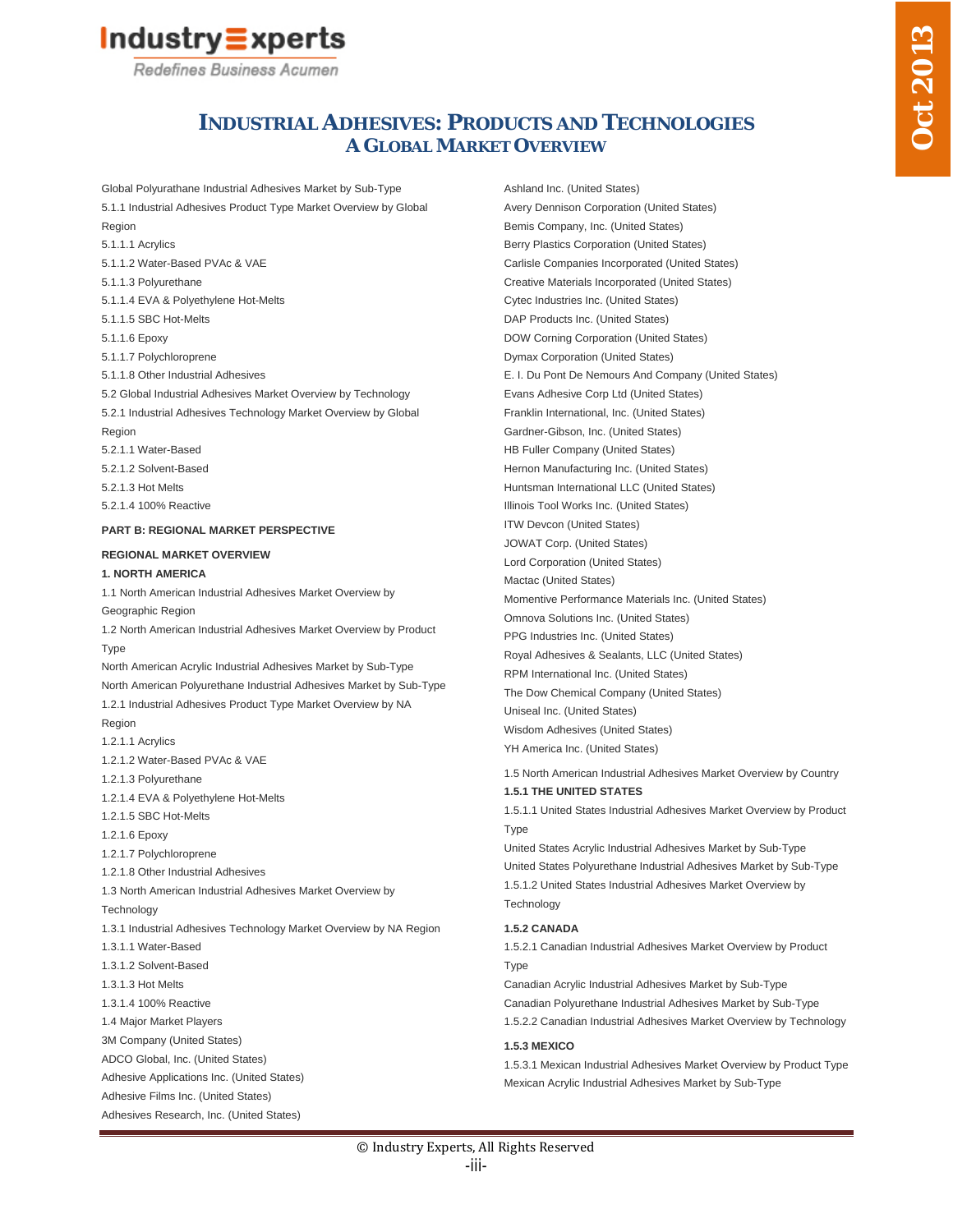# INDUSTRIAL ADHESIVES: PRODUCTS AND TECHNOLOGIES
## A GLOBAL MARKET OVERVIEW

Global Polyurathane Industrial Adhesives Market by Sub-Type
5.1.1 Industrial Adhesives Product Type Market Overview by Global Region
5.1.1.1 Acrylics
5.1.1.2 Water-Based PVAc & VAE
5.1.1.3 Polyurethane
5.1.1.4 EVA & Polyethylene Hot-Melts
5.1.1.5 SBC Hot-Melts
5.1.1.6 Epoxy
5.1.1.7 Polychloroprene
5.1.1.8 Other Industrial Adhesives
5.2 Global Industrial Adhesives Market Overview by Technology
5.2.1 Industrial Adhesives Technology Market Overview by Global Region
5.2.1.1 Water-Based
5.2.1.2 Solvent-Based
5.2.1.3 Hot Melts
5.2.1.4 100% Reactive

**PART B: REGIONAL MARKET PERSPECTIVE**

**REGIONAL MARKET OVERVIEW**

**1. NORTH AMERICA**

1.1 North American Industrial Adhesives Market Overview by Geographic Region
1.2 North American Industrial Adhesives Market Overview by Product Type
North American Acrylic Industrial Adhesives Market by Sub-Type
North American Polyurethane Industrial Adhesives Market by Sub-Type
1.2.1 Industrial Adhesives Product Type Market Overview by NA Region
1.2.1.1 Acrylics
1.2.1.2 Water-Based PVAc & VAE
1.2.1.3 Polyurethane
1.2.1.4 EVA & Polyethylene Hot-Melts
1.2.1.5 SBC Hot-Melts
1.2.1.6 Epoxy
1.2.1.7 Polychloroprene
1.2.1.8 Other Industrial Adhesives
1.3 North American Industrial Adhesives Market Overview by Technology
1.3.1 Industrial Adhesives Technology Market Overview by NA Region
1.3.1.1 Water-Based
1.3.1.2 Solvent-Based
1.3.1.3 Hot Melts
1.3.1.4 100% Reactive
1.4 Major Market Players
3M Company (United States)
ADCO Global, Inc. (United States)
Adhesive Applications Inc. (United States)
Adhesive Films Inc. (United States)
Adhesives Research, Inc. (United States)
Ashland Inc. (United States)
Avery Dennison Corporation (United States)
Bemis Company, Inc. (United States)
Berry Plastics Corporation (United States)
Carlisle Companies Incorporated (United States)
Creative Materials Incorporated (United States)
Cytec Industries Inc. (United States)
DAP Products Inc. (United States)
DOW Corning Corporation (United States)
Dymax Corporation (United States)
E. I. Du Pont De Nemours And Company (United States)
Evans Adhesive Corp Ltd (United States)
Franklin International, Inc. (United States)
Gardner-Gibson, Inc. (United States)
HB Fuller Company (United States)
Hernon Manufacturing Inc. (United States)
Huntsman International LLC (United States)
Illinois Tool Works Inc. (United States)
ITW Devcon (United States)
JOWAT Corp. (United States)
Lord Corporation (United States)
Mactac (United States)
Momentive Performance Materials Inc. (United States)
Omnova Solutions Inc. (United States)
PPG Industries Inc. (United States)
Royal Adhesives & Sealants, LLC (United States)
RPM International Inc. (United States)
The Dow Chemical Company (United States)
Uniseal Inc. (United States)
Wisdom Adhesives (United States)
YH America Inc. (United States)

1.5 North American Industrial Adhesives Market Overview by Country

**1.5.1 THE UNITED STATES**

1.5.1.1 United States Industrial Adhesives Market Overview by Product Type
United States Acrylic Industrial Adhesives Market by Sub-Type
United States Polyurethane Industrial Adhesives Market by Sub-Type
1.5.1.2 United States Industrial Adhesives Market Overview by Technology

**1.5.2 CANADA**

1.5.2.1 Canadian Industrial Adhesives Market Overview by Product Type
Canadian Acrylic Industrial Adhesives Market by Sub-Type
Canadian Polyurethane Industrial Adhesives Market by Sub-Type
1.5.2.2 Canadian Industrial Adhesives Market Overview by Technology

**1.5.3 MEXICO**

1.5.3.1 Mexican Industrial Adhesives Market Overview by Product Type
Mexican Acrylic Industrial Adhesives Market by Sub-Type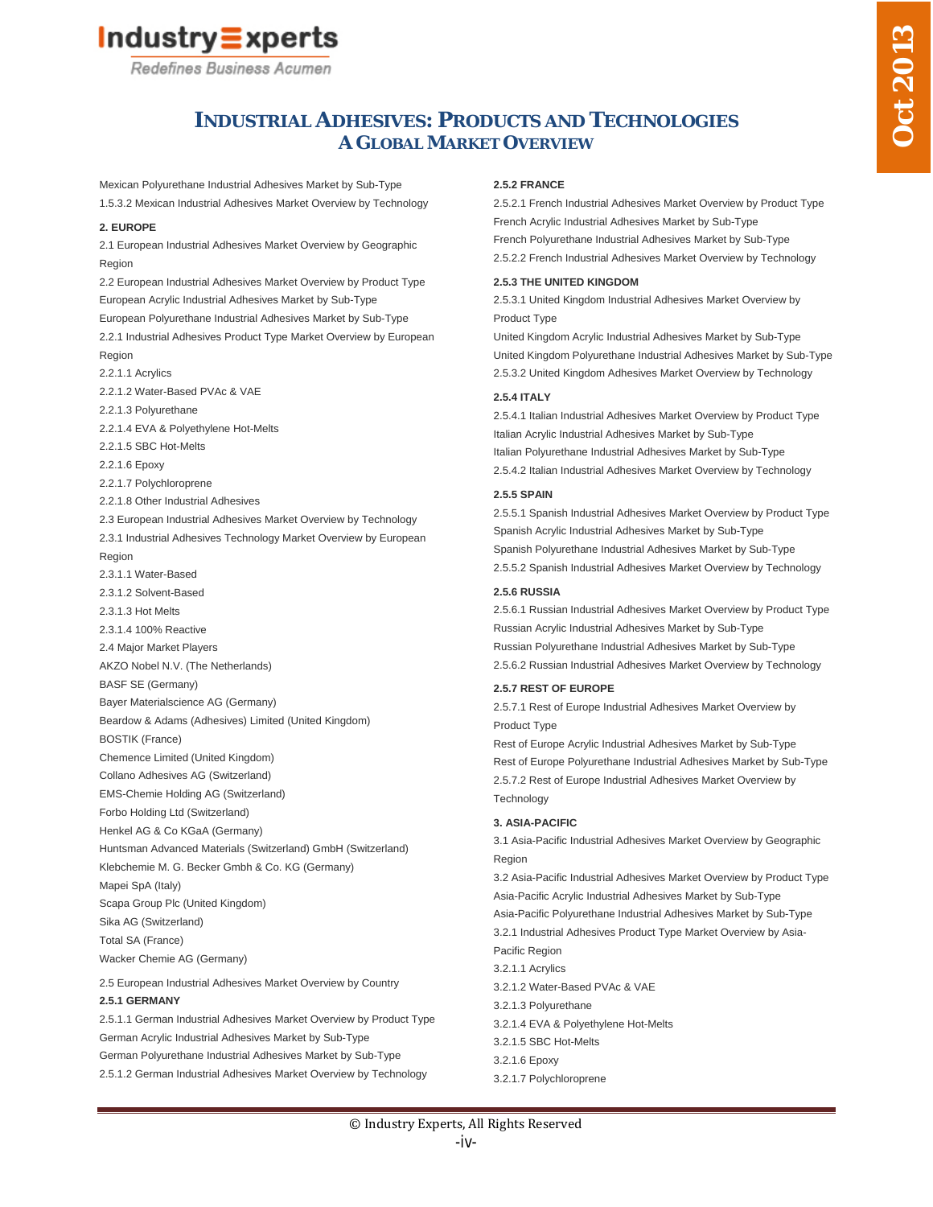Mexican Polyurethane Industrial Adhesives Market by Sub-Type

1.5.3.2 Mexican Industrial Adhesives Market Overview by Technology

**2. EUROPE**

2.1 European Industrial Adhesives Market Overview by Geographic Region

2.2 European Industrial Adhesives Market Overview by Product Type

European Acrylic Industrial Adhesives Market by Sub-Type

European Polyurethane Industrial Adhesives Market by Sub-Type

2.2.1 Industrial Adhesives Product Type Market Overview by European Region

2.2.1.1 Acrylics

2.2.1.2 Water-Based PVAc & VAE

2.2.1.3 Polyurethane

2.2.1.4 EVA & Polyethylene Hot-Melts

2.2.1.5 SBC Hot-Melts

2.2.1.6 Epoxy

2.2.1.7 Polychloroprene

2.2.1.8 Other Industrial Adhesives

2.3 European Industrial Adhesives Market Overview by Technology

2.3.1 Industrial Adhesives Technology Market Overview by European Region

2.3.1.1 Water-Based

2.3.1.2 Solvent-Based

2.3.1.3 Hot Melts

2.3.1.4 100% Reactive

2.4 Major Market Players

AKZO Nobel N.V. (The Netherlands)

BASF SE (Germany)

Bayer Materialscience AG (Germany)

Beardow & Adams (Adhesives) Limited (United Kingdom)

BOSTIK (France)

Chemence Limited (United Kingdom)

Collano Adhesives AG (Switzerland)

EMS-Chemie Holding AG (Switzerland)

Forbo Holding Ltd (Switzerland)

Henkel AG & Co KGaA (Germany)

Huntsman Advanced Materials (Switzerland) GmbH (Switzerland)

Klebchemie M. G. Becker Gmbh & Co. KG (Germany)

Mapei SpA (Italy)

Scapa Group Plc (United Kingdom)

Sika AG (Switzerland)

Total SA (France)

Wacker Chemie AG (Germany)

2.5 European Industrial Adhesives Market Overview by Country

**2.5.1 GERMANY**

2.5.1.1 German Industrial Adhesives Market Overview by Product Type

German Acrylic Industrial Adhesives Market by Sub-Type

German Polyurethane Industrial Adhesives Market by Sub-Type

2.5.1.2 German Industrial Adhesives Market Overview by Technology

**2.5.2 FRANCE**

2.5.2.1 French Industrial Adhesives Market Overview by Product Type

French Acrylic Industrial Adhesives Market by Sub-Type

French Polyurethane Industrial Adhesives Market by Sub-Type

2.5.2.2 French Industrial Adhesives Market Overview by Technology

**2.5.3 THE UNITED KINGDOM**

2.5.3.1 United Kingdom Industrial Adhesives Market Overview by Product Type

United Kingdom Acrylic Industrial Adhesives Market by Sub-Type

United Kingdom Polyurethane Industrial Adhesives Market by Sub-Type

2.5.3.2 United Kingdom Adhesives Market Overview by Technology

**2.5.4 ITALY**

2.5.4.1 Italian Industrial Adhesives Market Overview by Product Type

Italian Acrylic Industrial Adhesives Market by Sub-Type

Italian Polyurethane Industrial Adhesives Market by Sub-Type

2.5.4.2 Italian Industrial Adhesives Market Overview by Technology

**2.5.5 SPAIN**

2.5.5.1 Spanish Industrial Adhesives Market Overview by Product Type

Spanish Acrylic Industrial Adhesives Market by Sub-Type

Spanish Polyurethane Industrial Adhesives Market by Sub-Type

2.5.5.2 Spanish Industrial Adhesives Market Overview by Technology

**2.5.6 RUSSIA**

2.5.6.1 Russian Industrial Adhesives Market Overview by Product Type

Russian Acrylic Industrial Adhesives Market by Sub-Type

Russian Polyurethane Industrial Adhesives Market by Sub-Type

2.5.6.2 Russian Industrial Adhesives Market Overview by Technology

**2.5.7 REST OF EUROPE**

2.5.7.1 Rest of Europe Industrial Adhesives Market Overview by Product Type

Rest of Europe Acrylic Industrial Adhesives Market by Sub-Type

Rest of Europe Polyurethane Industrial Adhesives Market by Sub-Type

2.5.7.2 Rest of Europe Industrial Adhesives Market Overview by Technology

**3. ASIA-PACIFIC**

3.1 Asia-Pacific Industrial Adhesives Market Overview by Geographic Region

3.2 Asia-Pacific Industrial Adhesives Market Overview by Product Type

Asia-Pacific Acrylic Industrial Adhesives Market by Sub-Type

Asia-Pacific Polyurethane Industrial Adhesives Market by Sub-Type

3.2.1 Industrial Adhesives Product Type Market Overview by Asia-Pacific Region

3.2.1.1 Acrylics

3.2.1.2 Water-Based PVAc & VAE

3.2.1.3 Polyurethane

3.2.1.4 EVA & Polyethylene Hot-Melts

3.2.1.5 SBC Hot-Melts

3.2.1.6 Epoxy

3.2.1.7 Polychloroprene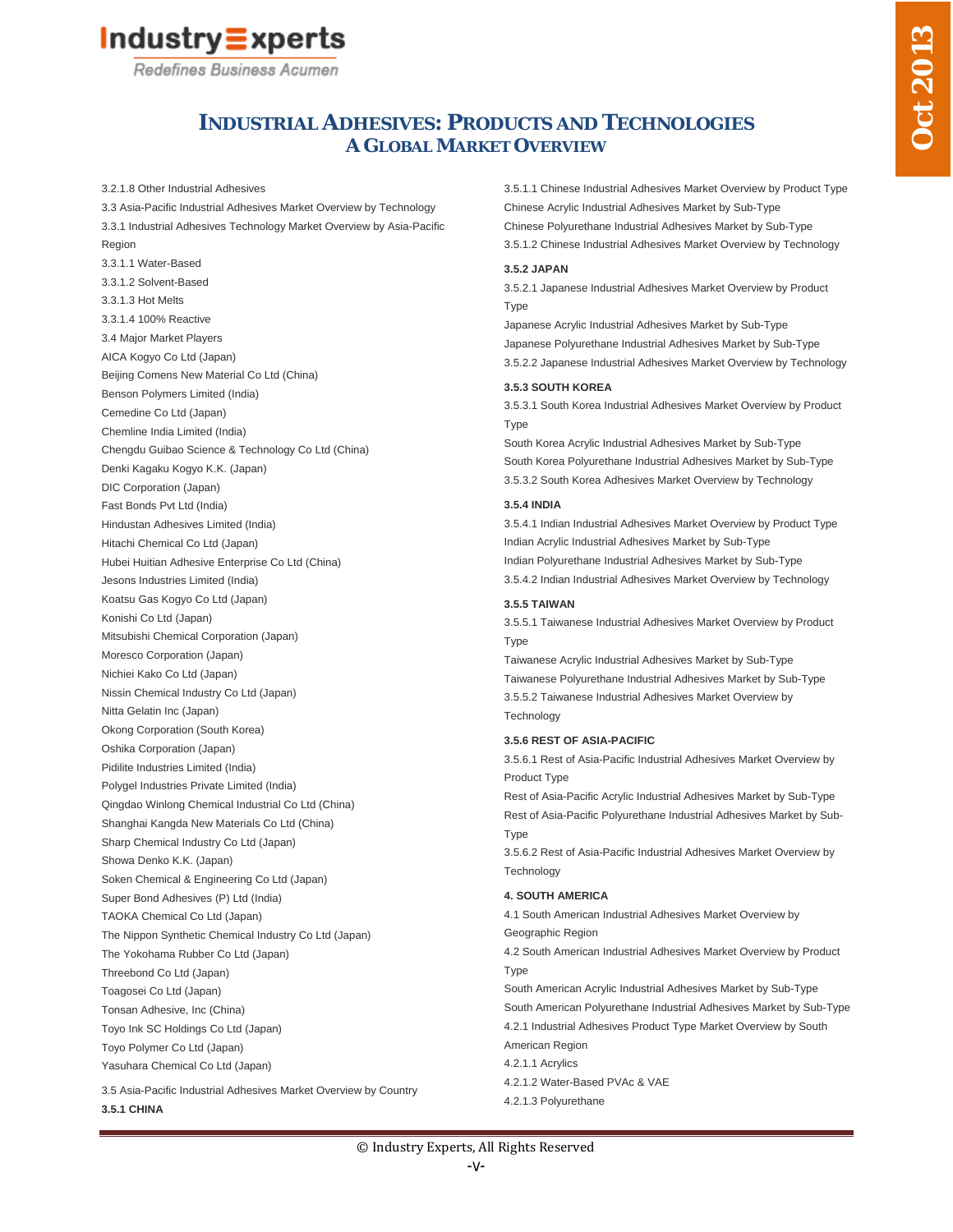# INDUSTRIAL ADHESIVES: PRODUCTS AND TECHNOLOGIES
## A GLOBAL MARKET OVERVIEW

3.2.1.8 Other Industrial Adhesives
3.3 Asia-Pacific Industrial Adhesives Market Overview by Technology
3.3.1 Industrial Adhesives Technology Market Overview by Asia-Pacific Region
3.3.1.1 Water-Based
3.3.1.2 Solvent-Based
3.3.1.3 Hot Melts
3.3.1.4 100% Reactive
3.4 Major Market Players
AICA Kogyo Co Ltd (Japan)
Beijing Comens New Material Co Ltd (China)
Benson Polymers Limited (India)
Cemedine Co Ltd (Japan)
Chemline India Limited (India)
Chengdu Guibao Science & Technology Co Ltd (China)
Denki Kagaku Kogyo K.K. (Japan)
DIC Corporation (Japan)
Fast Bonds Pvt Ltd (India)
Hindustan Adhesives Limited (India)
Hitachi Chemical Co Ltd (Japan)
Hubei Huitian Adhesive Enterprise Co Ltd (China)
Jesons Industries Limited (India)
Koatsu Gas Kogyo Co Ltd (Japan)
Konishi Co Ltd (Japan)
Mitsubishi Chemical Corporation (Japan)
Moresco Corporation (Japan)
Nichiei Kako Co Ltd (Japan)
Nissin Chemical Industry Co Ltd (Japan)
Nitta Gelatin Inc (Japan)
Okong Corporation (South Korea)
Oshika Corporation (Japan)
Pidilite Industries Limited (India)
Polygel Industries Private Limited (India)
Qingdao Winlong Chemical Industrial Co Ltd (China)
Shanghai Kangda New Materials Co Ltd (China)
Sharp Chemical Industry Co Ltd (Japan)
Showa Denko K.K. (Japan)
Soken Chemical & Engineering Co Ltd (Japan)
Super Bond Adhesives (P) Ltd (India)
TAOKA Chemical Co Ltd (Japan)
The Nippon Synthetic Chemical Industry Co Ltd (Japan)
The Yokohama Rubber Co Ltd (Japan)
Threebond Co Ltd (Japan)
Toagosei Co Ltd (Japan)
Tonsan Adhesive, Inc (China)
Toyo Ink SC Holdings Co Ltd (Japan)
Toyo Polymer Co Ltd (Japan)
Yasuhara Chemical Co Ltd (Japan)

3.5 Asia-Pacific Industrial Adhesives Market Overview by Country

**3.5.1 CHINA**

3.5.1.1 Chinese Industrial Adhesives Market Overview by Product Type
Chinese Acrylic Industrial Adhesives Market by Sub-Type
Chinese Polyurethane Industrial Adhesives Market by Sub-Type
3.5.1.2 Chinese Industrial Adhesives Market Overview by Technology

**3.5.2 JAPAN**

3.5.2.1 Japanese Industrial Adhesives Market Overview by Product Type
Japanese Acrylic Industrial Adhesives Market by Sub-Type
Japanese Polyurethane Industrial Adhesives Market by Sub-Type
3.5.2.2 Japanese Industrial Adhesives Market Overview by Technology

**3.5.3 SOUTH KOREA**

3.5.3.1 South Korea Industrial Adhesives Market Overview by Product Type
South Korea Acrylic Industrial Adhesives Market by Sub-Type
South Korea Polyurethane Industrial Adhesives Market by Sub-Type
3.5.3.2 South Korea Adhesives Market Overview by Technology

**3.5.4 INDIA**

3.5.4.1 Indian Industrial Adhesives Market Overview by Product Type
Indian Acrylic Industrial Adhesives Market by Sub-Type
Indian Polyurethane Industrial Adhesives Market by Sub-Type
3.5.4.2 Indian Industrial Adhesives Market Overview by Technology

**3.5.5 TAIWAN**

3.5.5.1 Taiwanese Industrial Adhesives Market Overview by Product Type
Taiwanese Acrylic Industrial Adhesives Market by Sub-Type
Taiwanese Polyurethane Industrial Adhesives Market by Sub-Type
3.5.5.2 Taiwanese Industrial Adhesives Market Overview by Technology

**3.5.6 REST OF ASIA-PACIFIC**

3.5.6.1 Rest of Asia-Pacific Industrial Adhesives Market Overview by Product Type
Rest of Asia-Pacific Acrylic Industrial Adhesives Market by Sub-Type
Rest of Asia-Pacific Polyurethane Industrial Adhesives Market by Sub-Type
3.5.6.2 Rest of Asia-Pacific Industrial Adhesives Market Overview by Technology

**4. SOUTH AMERICA**

4.1 South American Industrial Adhesives Market Overview by Geographic Region
4.2 South American Industrial Adhesives Market Overview by Product Type
South American Acrylic Industrial Adhesives Market by Sub-Type
South American Polyurethane Industrial Adhesives Market by Sub-Type
4.2.1 Industrial Adhesives Product Type Market Overview by South American Region
4.2.1.1 Acrylics
4.2.1.2 Water-Based PVAc & VAE
4.2.1.3 Polyurethane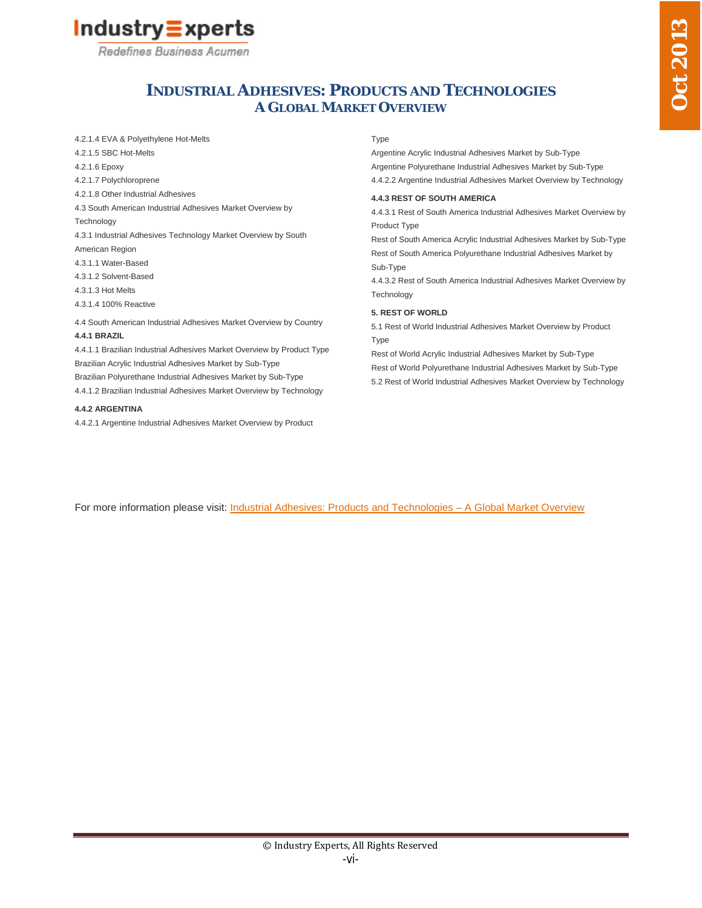# INDUSTRIAL ADHESIVES: PRODUCTS AND TECHNOLOGIES
## A GLOBAL MARKET OVERVIEW

4.2.1.4 EVA & Polyethylene Hot-Melts

4.2.1.5 SBC Hot-Melts

4.2.1.6 Epoxy

4.2.1.7 Polychloroprene

4.2.1.8 Other Industrial Adhesives

4.3 South American Industrial Adhesives Market Overview by Technology

4.3.1 Industrial Adhesives Technology Market Overview by South American Region

4.3.1.1 Water-Based

4.3.1.2 Solvent-Based

4.3.1.3 Hot Melts

4.3.1.4 100% Reactive

4.4 South American Industrial Adhesives Market Overview by Country

**4.4.1 BRAZIL**

4.4.1.1 Brazilian Industrial Adhesives Market Overview by Product Type

Brazilian Acrylic Industrial Adhesives Market by Sub-Type

Brazilian Polyurethane Industrial Adhesives Market by Sub-Type

4.4.1.2 Brazilian Industrial Adhesives Market Overview by Technology

**4.4.2 ARGENTINA**

4.4.2.1 Argentine Industrial Adhesives Market Overview by Product Type

Argentine Acrylic Industrial Adhesives Market by Sub-Type

Argentine Polyurethane Industrial Adhesives Market by Sub-Type

4.4.2.2 Argentine Industrial Adhesives Market Overview by Technology

**4.4.3 REST OF SOUTH AMERICA**

4.4.3.1 Rest of South America Industrial Adhesives Market Overview by Product Type

Rest of South America Acrylic Industrial Adhesives Market by Sub-Type

Rest of South America Polyurethane Industrial Adhesives Market by Sub-Type

4.4.3.2 Rest of South America Industrial Adhesives Market Overview by Technology

**5. REST OF WORLD**

5.1 Rest of World Industrial Adhesives Market Overview by Product Type

Rest of World Acrylic Industrial Adhesives Market by Sub-Type

Rest of World Polyurethane Industrial Adhesives Market by Sub-Type

5.2 Rest of World Industrial Adhesives Market Overview by Technology

For more information please visit: Industrial Adhesives: Products and Technologies – A Global Market Overview